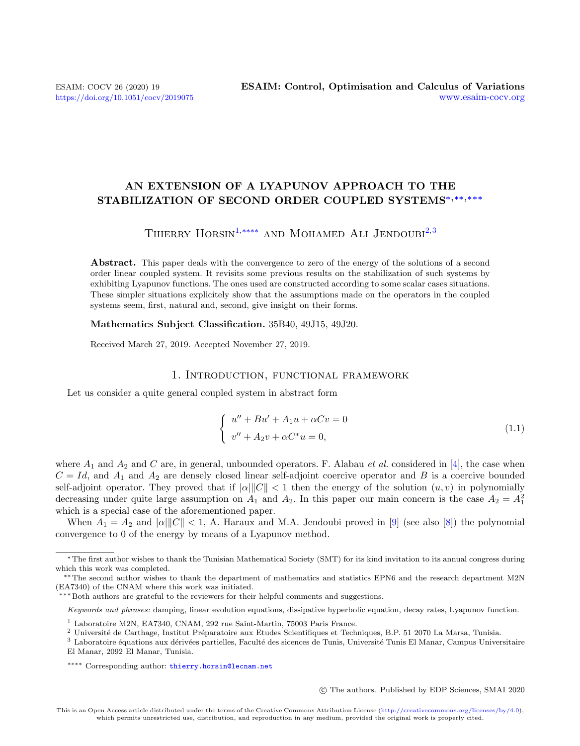# AN EXTENSION OF A LYAPUNOV APPROACH TO THE STABILIZATION OF SECOND ORDER COUPLED SYSTEMS[*,**,***]

Thierry Horsin[1,****] and Mohamed Ali Jendoubi[2,3]

**Abstract.** This paper deals with the convergence to zero of the energy of the solutions of a second order linear coupled system. It revisits some previous results on the stabilization of such systems by exhibiting Lyapunov functions. The ones used are constructed according to some scalar cases situations. These simpler situations explicitely show that the assumptions made on the operators in the coupled systems seem, first, natural and, second, give insight on their forms.

**Mathematics Subject Classification.** 35B40, 49J15, 49J20.

Received March 27, 2019. Accepted November 27, 2019.

## 1. Introduction, functional framework

Let us consider a quite general coupled system in abstract form

$$
\left\{
\begin{array}{l}
u'' + Bu' + A_1 u + \alpha C v = 0 \\
v'' + A_2 v + \alpha C^* u = 0,
\end{array}
\right.
\tag{1.1}
$$

where $A_1$ and $A_2$ and $C$ are, in general, unbounded operators. F. Alabau *et al.* considered in [4], the case when $C = Id$, and $A_1$ and $A_2$ are densely closed linear self-adjoint coercive operator and $B$ is a coercive bounded self-adjoint operator. They proved that if $|\alpha|\|C\| < 1$ then the energy of the solution $(u, v)$ in polynomially decreasing under quite large assumption on $A_1$ and $A_2$. In this paper our main concern is the case $A_2 = A_1^2$ which is a special case of the aforementioned paper.

When $A_1 = A_2$ and $|\alpha|\|C\| < 1$, A. Haraux and M.A. Jendoubi proved in [9] (see also [8]) the polynomial convergence to 0 of the energy by means of a Lyapunov method.

---

[*] The first author wishes to thank the Tunisian Mathematical Society (SMT) for its kind invitation to its annual congress during which this work was completed.

[**] The second author wishes to thank the department of mathematics and statistics EPN6 and the research department M2N (EA7340) of the CNAM where this work was initiated.

[***] Both authors are grateful to the reviewers for their helpful comments and suggestions.

*Keywords and phrases:* damping, linear evolution equations, dissipative hyperbolic equation, decay rates, Lyapunov function.

[1] Laboratoire M2N, EA7340, CNAM, 292 rue Saint-Martin, 75003 Paris France.

[2] Université de Carthage, Institut Préparatoire aux Etudes Scientifiques et Techniques, B.P. 51 2070 La Marsa, Tunisia.

[3] Laboratoire équations aux dérivées partielles, Faculté des sicences de Tunis, Université Tunis El Manar, Campus Universitaire El Manar, 2092 El Manar, Tunisia.

[****] Corresponding author: thierry.horsin@lecnam.net

© The authors. Published by EDP Sciences, SMAI 2020

This is an Open Access article distributed under the terms of the Creative Commons Attribution License (http://creativecommons.org/licenses/by/4.0), which permits unrestricted use, distribution, and reproduction in any medium, provided the original work is properly cited.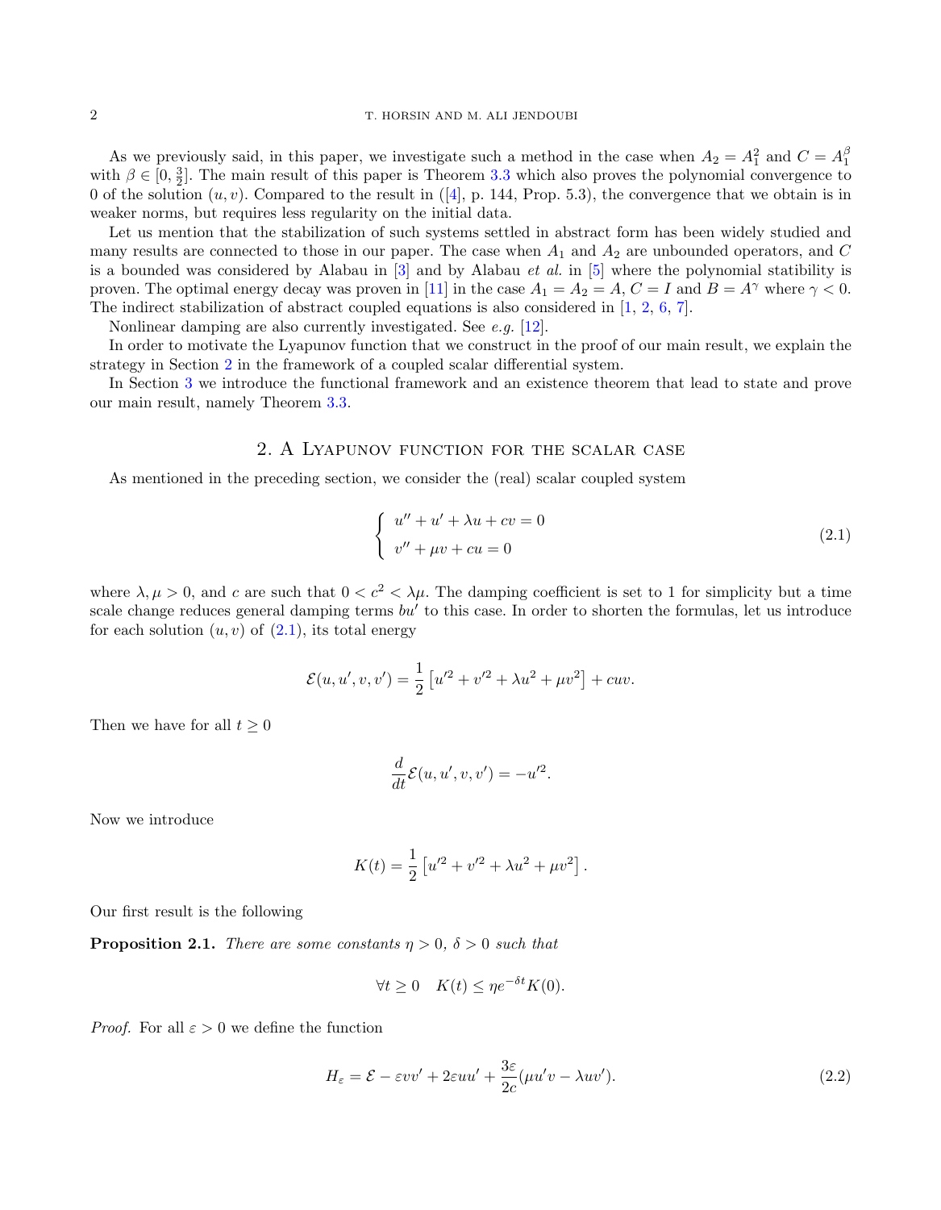As we previously said, in this paper, we investigate such a method in the case when $A_2 = A_1^2$ and $C = A_1^\beta$ with $\beta \in [0, \frac{3}{2}]$. The main result of this paper is Theorem 3.3 which also proves the polynomial convergence to 0 of the solution $(u, v)$. Compared to the result in ([4], p. 144, Prop. 5.3), the convergence that we obtain is in weaker norms, but requires less regularity on the initial data.

Let us mention that the stabilization of such systems settled in abstract form has been widely studied and many results are connected to those in our paper. The case when $A_1$ and $A_2$ are unbounded operators, and $C$ is a bounded was considered by Alabau in [3] and by Alabau *et al.* in [5] where the polynomial stability is proven. The optimal energy decay was proven in [11] in the case $A_1 = A_2 = A$, $C = I$ and $B = A^\gamma$ where $\gamma < 0$. The indirect stabilization of abstract coupled equations is also considered in [1, 2, 6, 7].

Nonlinear damping are also currently investigated. See *e.g.* [12].

In order to motivate the Lyapunov function that we construct in the proof of our main result, we explain the strategy in Section 2 in the framework of a coupled scalar differential system.

In Section 3 we introduce the functional framework and an existence theorem that lead to state and prove our main result, namely Theorem 3.3.

## 2. A Lyapunov function for the scalar case

As mentioned in the preceding section, we consider the (real) scalar coupled system

$$\begin{cases} u'' + u' + \lambda u + cv = 0 \\ v'' + \mu v + cu = 0 \end{cases} \tag{2.1}$$

where $\lambda, \mu > 0$, and $c$ are such that $0 < c^2 < \lambda\mu$. The damping coefficient is set to 1 for simplicity but a time scale change reduces general damping terms $bu'$ to this case. In order to shorten the formulas, let us introduce for each solution $(u, v)$ of (2.1), its total energy

$$\mathcal{E}(u, u', v, v') = \frac{1}{2}\left[u'^2 + v'^2 + \lambda u^2 + \mu v^2\right] + cuv.$$

Then we have for all $t \geq 0$

$$\frac{d}{dt}\mathcal{E}(u, u', v, v') = -u'^2.$$

Now we introduce

$$K(t) = \frac{1}{2}\left[u'^2 + v'^2 + \lambda u^2 + \mu v^2\right].$$

Our first result is the following

**Proposition 2.1.** *There are some constants $\eta > 0$, $\delta > 0$ such that*

$$\forall t \geq 0 \quad K(t) \leq \eta e^{-\delta t} K(0).$$

*Proof.* For all $\varepsilon > 0$ we define the function

$$H_\varepsilon = \mathcal{E} - \varepsilon v v' + 2\varepsilon u u' + \frac{3\varepsilon}{2c}(\mu u' v - \lambda u v'). \tag{2.2}$$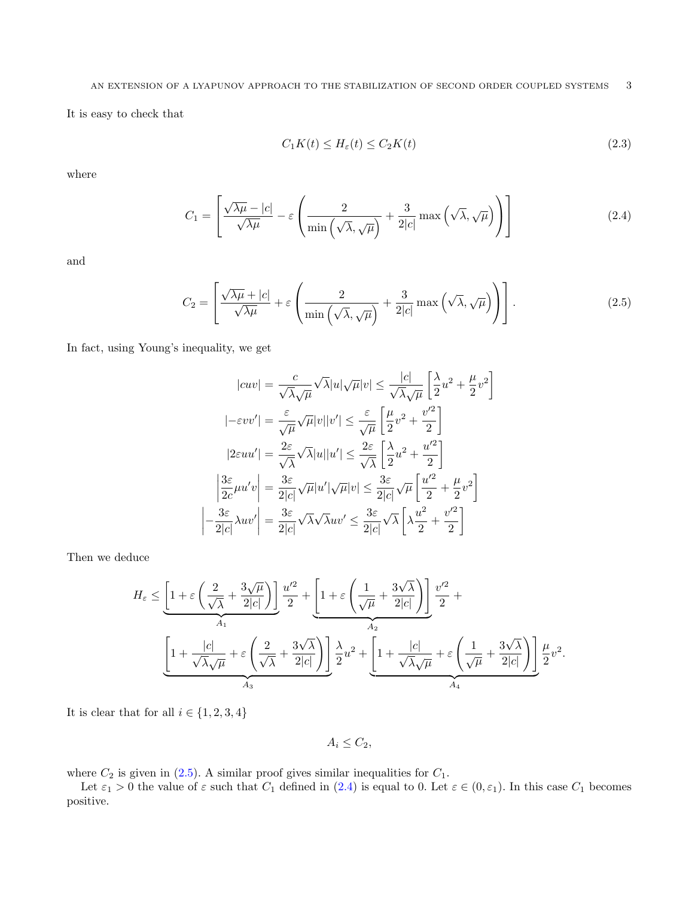It is easy to check that

$$C_1 K(t) \leq H_\varepsilon(t) \leq C_2 K(t) \tag{2.3}$$

where

$$C_1 = \left[\frac{\sqrt{\lambda\mu} - |c|}{\sqrt{\lambda\mu}} - \varepsilon\left(\frac{2}{\min\left(\sqrt{\lambda}, \sqrt{\mu}\right)} + \frac{3}{2|c|}\max\left(\sqrt{\lambda}, \sqrt{\mu}\right)\right)\right] \tag{2.4}$$

and

$$C_2 = \left[\frac{\sqrt{\lambda\mu} + |c|}{\sqrt{\lambda\mu}} + \varepsilon\left(\frac{2}{\min\left(\sqrt{\lambda}, \sqrt{\mu}\right)} + \frac{3}{2|c|}\max\left(\sqrt{\lambda}, \sqrt{\mu}\right)\right)\right]. \tag{2.5}$$

In fact, using Young's inequality, we get

$$\begin{aligned}
|cuv| &= \frac{c}{\sqrt{\lambda}\sqrt{\mu}}\sqrt{\lambda}|u|\sqrt{\mu}|v| \leq \frac{|c|}{\sqrt{\lambda}\sqrt{\mu}}\left[\frac{\lambda}{2}u^2 + \frac{\mu}{2}v^2\right] \\
|-\varepsilon v v'| &= \frac{\varepsilon}{\sqrt{\mu}}\sqrt{\mu}|v||v'| \leq \frac{\varepsilon}{\sqrt{\mu}}\left[\frac{\mu}{2}v^2 + \frac{v'^2}{2}\right] \\
|2\varepsilon u u'| &= \frac{2\varepsilon}{\sqrt{\lambda}}\sqrt{\lambda}|u||u'| \leq \frac{2\varepsilon}{\sqrt{\lambda}}\left[\frac{\lambda}{2}u^2 + \frac{u'^2}{2}\right] \\
\left|\frac{3\varepsilon}{2c}\mu u' v\right| &= \frac{3\varepsilon}{2|c|}\sqrt{\mu}|u'|\sqrt{\mu}|v| \leq \frac{3\varepsilon}{2|c|}\sqrt{\mu}\left[\frac{u'^2}{2} + \frac{\mu}{2}v^2\right] \\
\left|-\frac{3\varepsilon}{2|c|}\lambda u v'\right| &= \frac{3\varepsilon}{2|c|}\sqrt{\lambda}\sqrt{\lambda}uv' \leq \frac{3\varepsilon}{2|c|}\sqrt{\lambda}\left[\lambda\frac{u^2}{2} + \frac{v'^2}{2}\right]
\end{aligned}$$

Then we deduce

$$\begin{aligned}
H_\varepsilon \leq \underbrace{\left[1 + \varepsilon\left(\frac{2}{\sqrt{\lambda}} + \frac{3\sqrt{\mu}}{2|c|}\right)\right]}_{A_1}\frac{u'^2}{2} + \underbrace{\left[1 + \varepsilon\left(\frac{1}{\sqrt{\mu}} + \frac{3\sqrt{\lambda}}{2|c|}\right)\right]}_{A_2}\frac{v'^2}{2} + \\
\underbrace{\left[1 + \frac{|c|}{\sqrt{\lambda}\sqrt{\mu}} + \varepsilon\left(\frac{2}{\sqrt{\lambda}} + \frac{3\sqrt{\lambda}}{2|c|}\right)\right]}_{A_3}\frac{\lambda}{2}u^2 + \underbrace{\left[1 + \frac{|c|}{\sqrt{\lambda}\sqrt{\mu}} + \varepsilon\left(\frac{1}{\sqrt{\mu}} + \frac{3\sqrt{\lambda}}{2|c|}\right)\right]}_{A_4}\frac{\mu}{2}v^2.
\end{aligned}$$

It is clear that for all $i \in \{1, 2, 3, 4\}$

$$A_i \leq C_2,$$

where $C_2$ is given in (2.5). A similar proof gives similar inequalities for $C_1$.

Let $\varepsilon_1 > 0$ the value of $\varepsilon$ such that $C_1$ defined in (2.4) is equal to 0. Let $\varepsilon \in (0, \varepsilon_1)$. In this case $C_1$ becomes positive.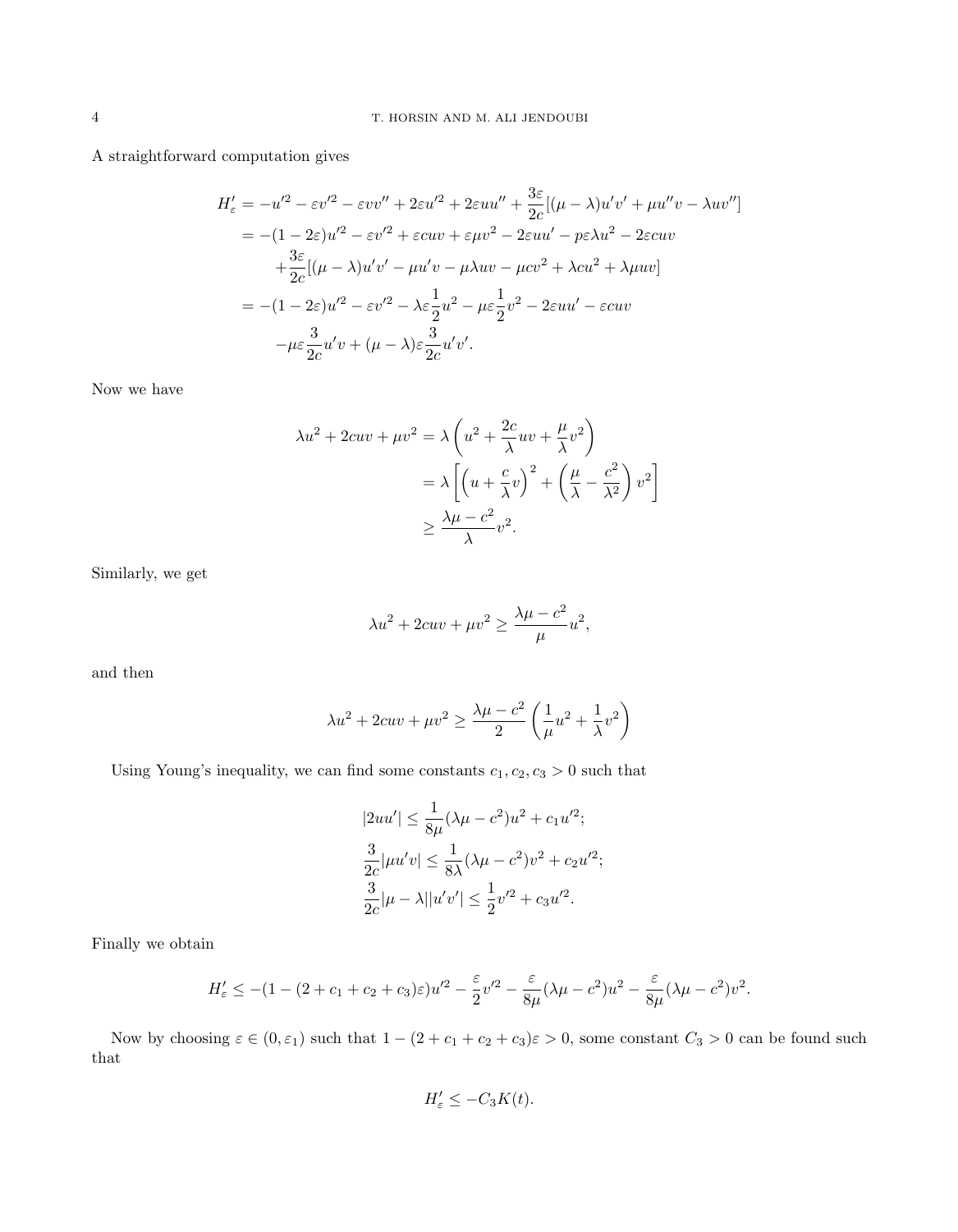A straightforward computation gives

$$
\begin{aligned}
H_\varepsilon' &= -u'^2 - \varepsilon v'^2 - \varepsilon v v'' + 2\varepsilon u'^2 + 2\varepsilon u u'' + \frac{3\varepsilon}{2c}[(\mu-\lambda)u'v' + \mu u'' v - \lambda u v''] \\
&= -(1-2\varepsilon)u'^2 - \varepsilon v'^2 + \varepsilon c u v + \varepsilon \mu v^2 - 2\varepsilon u u' - p\varepsilon \lambda u^2 - 2\varepsilon c u v \\
&\quad + \frac{3\varepsilon}{2c}[(\mu-\lambda)u'v' - \mu u' v - \mu\lambda u v - \mu c v^2 + \lambda c u^2 + \lambda \mu u v] \\
&= -(1-2\varepsilon)u'^2 - \varepsilon v'^2 - \lambda\varepsilon \frac{1}{2}u^2 - \mu\varepsilon\frac{1}{2}v^2 - 2\varepsilon u u' - \varepsilon c u v \\
&\quad - \mu\varepsilon \frac{3}{2c} u' v + (\mu-\lambda)\varepsilon \frac{3}{2c} u' v'.
\end{aligned}
$$

Now we have

$$
\begin{aligned}
\lambda u^2 + 2cuv + \mu v^2 &= \lambda\left(u^2 + \frac{2c}{\lambda}uv + \frac{\mu}{\lambda}v^2\right) \\
&= \lambda\left[\left(u + \frac{c}{\lambda}v\right)^2 + \left(\frac{\mu}{\lambda} - \frac{c^2}{\lambda^2}\right)v^2\right] \\
&\geq \frac{\lambda\mu - c^2}{\lambda}v^2.
\end{aligned}
$$

Similarly, we get

$$
\lambda u^2 + 2cuv + \mu v^2 \geq \frac{\lambda\mu - c^2}{\mu}u^2,
$$

and then

$$
\lambda u^2 + 2cuv + \mu v^2 \geq \frac{\lambda\mu - c^2}{2}\left(\frac{1}{\mu}u^2 + \frac{1}{\lambda}v^2\right)
$$

Using Young's inequality, we can find some constants $c_1, c_2, c_3 > 0$ such that

$$
\begin{aligned}
|2uu'| &\leq \frac{1}{8\mu}(\lambda\mu - c^2)u^2 + c_1 u'^2; \\
\frac{3}{2c}|\mu u' v| &\leq \frac{1}{8\lambda}(\lambda\mu - c^2)v^2 + c_2 u'^2; \\
\frac{3}{2c}|\mu - \lambda||u'v'| &\leq \frac{1}{2}v'^2 + c_3 u'^2.
\end{aligned}
$$

Finally we obtain

$$
H_\varepsilon' \leq -(1 - (2 + c_1 + c_2 + c_3)\varepsilon)u'^2 - \frac{\varepsilon}{2}v'^2 - \frac{\varepsilon}{8\mu}(\lambda\mu - c^2)u^2 - \frac{\varepsilon}{8\mu}(\lambda\mu - c^2)v^2.
$$

Now by choosing $\varepsilon \in (0, \varepsilon_1)$ such that $1 - (2 + c_1 + c_2 + c_3)\varepsilon > 0$, some constant $C_3 > 0$ can be found such that

$$
H_\varepsilon' \leq -C_3 K(t).
$$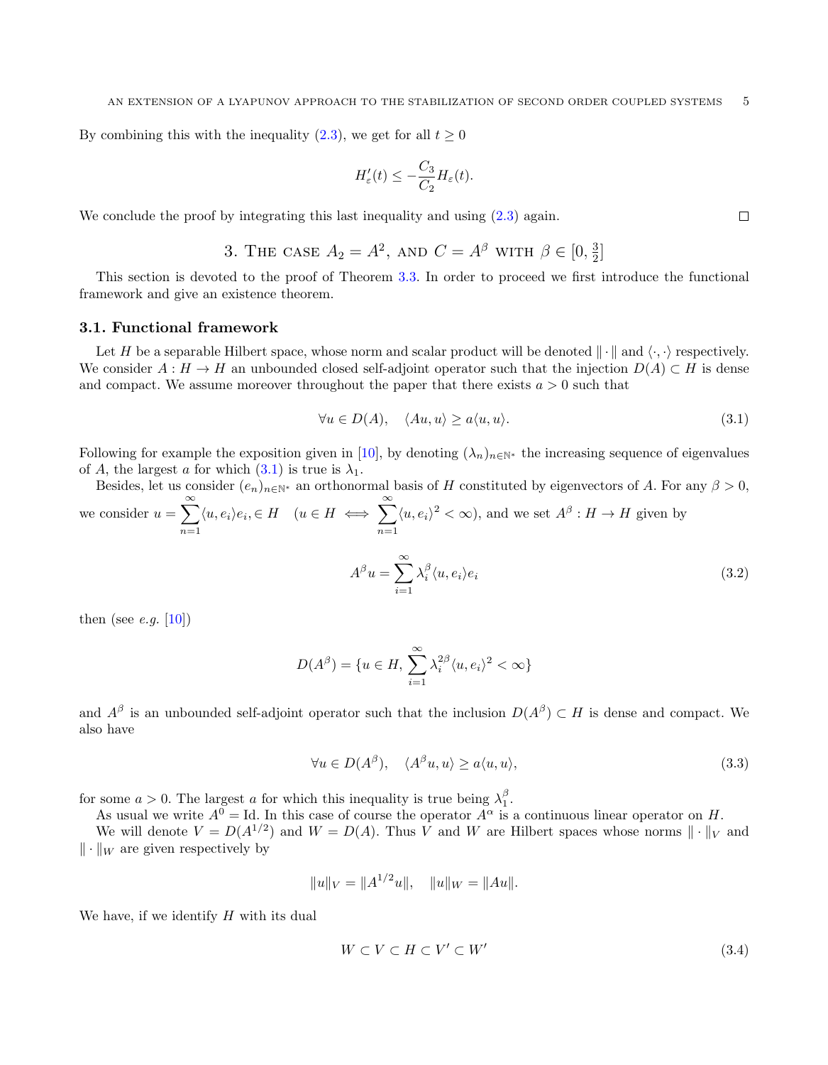By combining this with the inequality (2.3), we get for all $t \geq 0$

$$H_{\varepsilon}'(t) \leq -\frac{C_3}{C_2} H_{\varepsilon}(t).$$

We conclude the proof by integrating this last inequality and using (2.3) again. ∎

## 3. The case $A_2 = A^2$, and $C = A^\beta$ with $\beta \in [0, \frac{3}{2}]$

This section is devoted to the proof of Theorem 3.3. In order to proceed we first introduce the functional framework and give an existence theorem.

### 3.1. Functional framework

Let $H$ be a separable Hilbert space, whose norm and scalar product will be denoted $\|\cdot\|$ and $\langle \cdot, \cdot \rangle$ respectively. We consider $A : H \to H$ an unbounded closed self-adjoint operator such that the injection $D(A) \subset H$ is dense and compact. We assume moreover throughout the paper that there exists $a > 0$ such that

$$\forall u \in D(A), \quad \langle Au, u\rangle \geq a \langle u, u\rangle. \tag{3.1}$$

Following for example the exposition given in [10], by denoting $(\lambda_n)_{n\in\mathbb{N}^*}$ the increasing sequence of eigenvalues of $A$, the largest $a$ for which (3.1) is true is $\lambda_1$.

Besides, let us consider $(e_n)_{n\in\mathbb{N}^*}$ an orthonormal basis of $H$ constituted by eigenvectors of $A$. For any $\beta > 0$, we consider $u = \sum_{n=1}^{\infty} \langle u, e_i\rangle e_i, \in H \quad (u \in H \iff \sum_{n=1}^{\infty} \langle u, e_i\rangle^2 < \infty)$, and we set $A^\beta : H \to H$ given by

$$A^\beta u = \sum_{i=1}^{\infty} \lambda_i^\beta \langle u, e_i\rangle e_i \tag{3.2}$$

then (see *e.g.* [10])

$$D(A^\beta) = \{u \in H, \sum_{i=1}^{\infty} \lambda_i^{2\beta} \langle u, e_i\rangle^2 < \infty\}$$

and $A^\beta$ is an unbounded self-adjoint operator such that the inclusion $D(A^\beta) \subset H$ is dense and compact. We also have

$$\forall u \in D(A^\beta), \quad \langle A^\beta u, u\rangle \geq a\langle u, u\rangle, \tag{3.3}$$

for some $a > 0$. The largest $a$ for which this inequality is true being $\lambda_1^\beta$.

As usual we write $A^0 = \mathrm{Id}$. In this case of course the operator $A^\alpha$ is a continuous linear operator on $H$.

We will denote $V = D(A^{1/2})$ and $W = D(A)$. Thus $V$ and $W$ are Hilbert spaces whose norms $\|\cdot\|_V$ and $\|\cdot\|_W$ are given respectively by

$$\|u\|_V = \|A^{1/2}u\|, \quad \|u\|_W = \|Au\|.$$

We have, if we identify $H$ with its dual

$$W \subset V \subset H \subset V' \subset W' \tag{3.4}$$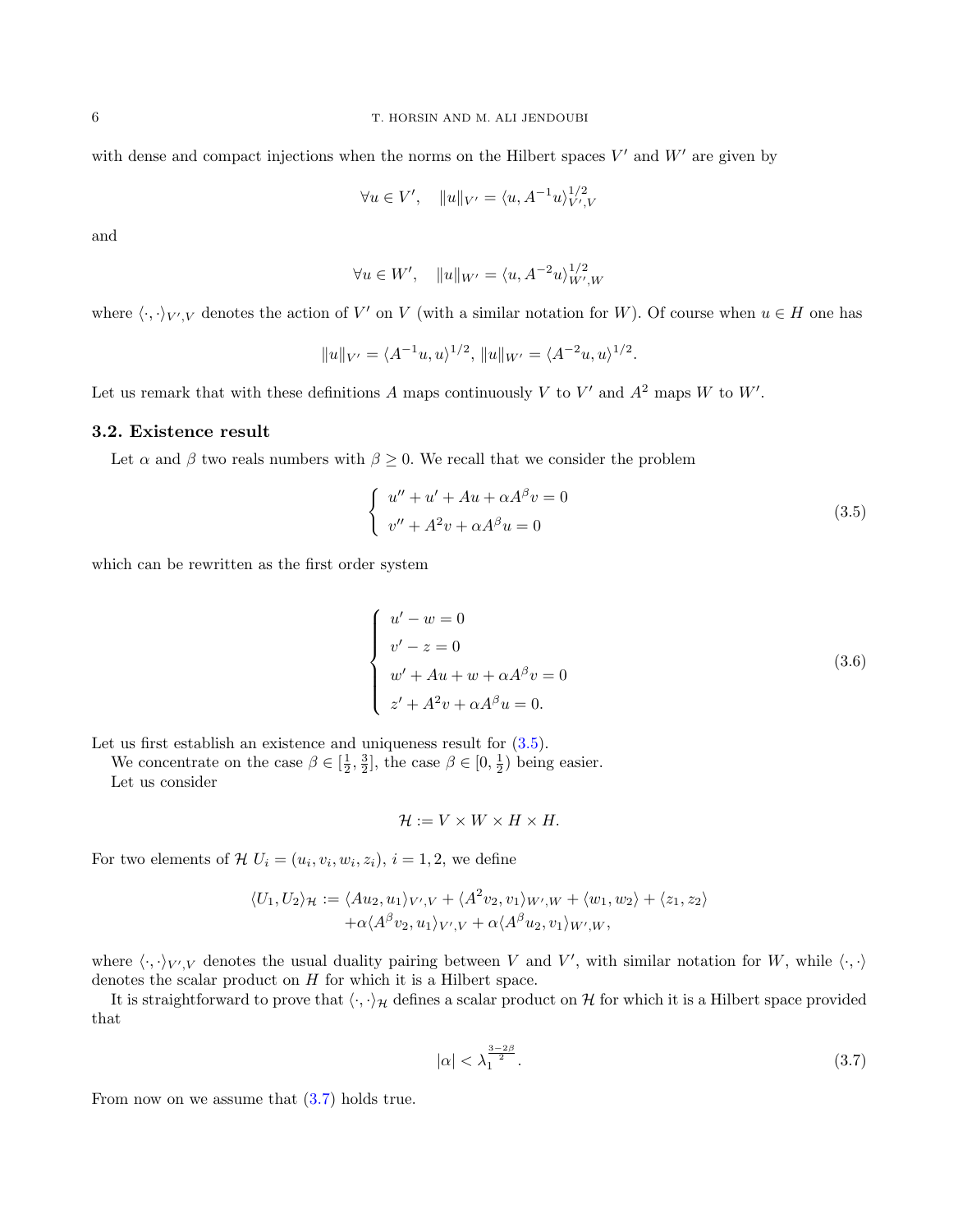with dense and compact injections when the norms on the Hilbert spaces $V'$ and $W'$ are given by

$$\forall u \in V', \quad \|u\|_{V'} = \langle u, A^{-1}u\rangle_{V',V}^{1/2}$$

and

$$\forall u \in W', \quad \|u\|_{W'} = \langle u, A^{-2}u\rangle_{W',W}^{1/2}$$

where $\langle \cdot, \cdot\rangle_{V',V}$ denotes the action of $V'$ on $V$ (with a similar notation for $W$). Of course when $u \in H$ one has

$$\|u\|_{V'} = \langle A^{-1}u, u\rangle^{1/2}, \, \|u\|_{W'} = \langle A^{-2}u, u\rangle^{1/2}.$$

Let us remark that with these definitions $A$ maps continuously $V$ to $V'$ and $A^2$ maps $W$ to $W'$.

### 3.2. Existence result

Let $\alpha$ and $\beta$ two reals numbers with $\beta \geq 0$. We recall that we consider the problem

$$\begin{cases} u'' + u' + Au + \alpha A^{\beta} v = 0 \\ v'' + A^2 v + \alpha A^{\beta} u = 0 \end{cases} \tag{3.5}$$

which can be rewritten as the first order system

$$\begin{cases} u' - w = 0 \\ v' - z = 0 \\ w' + Au + w + \alpha A^{\beta} v = 0 \\ z' + A^2 v + \alpha A^{\beta} u = 0. \end{cases} \tag{3.6}$$

Let us first establish an existence and uniqueness result for (3.5).

We concentrate on the case $\beta \in [\frac{1}{2}, \frac{3}{2}]$, the case $\beta \in [0, \frac{1}{2})$ being easier.

Let us consider

$$\mathcal{H} := V \times W \times H \times H.$$

For two elements of $\mathcal{H}$ $U_i = (u_i, v_i, w_i, z_i)$, $i = 1, 2$, we define

$$\begin{aligned} \langle U_1, U_2\rangle_{\mathcal{H}} := &\langle Au_2, u_1\rangle_{V',V} + \langle A^2 v_2, v_1\rangle_{W',W} + \langle w_1, w_2\rangle + \langle z_1, z_2\rangle \\ &+ \alpha\langle A^{\beta} v_2, u_1\rangle_{V',V} + \alpha\langle A^{\beta} u_2, v_1\rangle_{W',W}, \end{aligned}$$

where $\langle \cdot, \cdot\rangle_{V',V}$ denotes the usual duality pairing between $V$ and $V'$, with similar notation for $W$, while $\langle \cdot, \cdot\rangle$ denotes the scalar product on $H$ for which it is a Hilbert space.

It is straightforward to prove that $\langle \cdot, \cdot\rangle_{\mathcal{H}}$ defines a scalar product on $\mathcal{H}$ for which it is a Hilbert space provided that

$$|\alpha| < \lambda_1^{\frac{3-2\beta}{2}}. \tag{3.7}$$

From now on we assume that (3.7) holds true.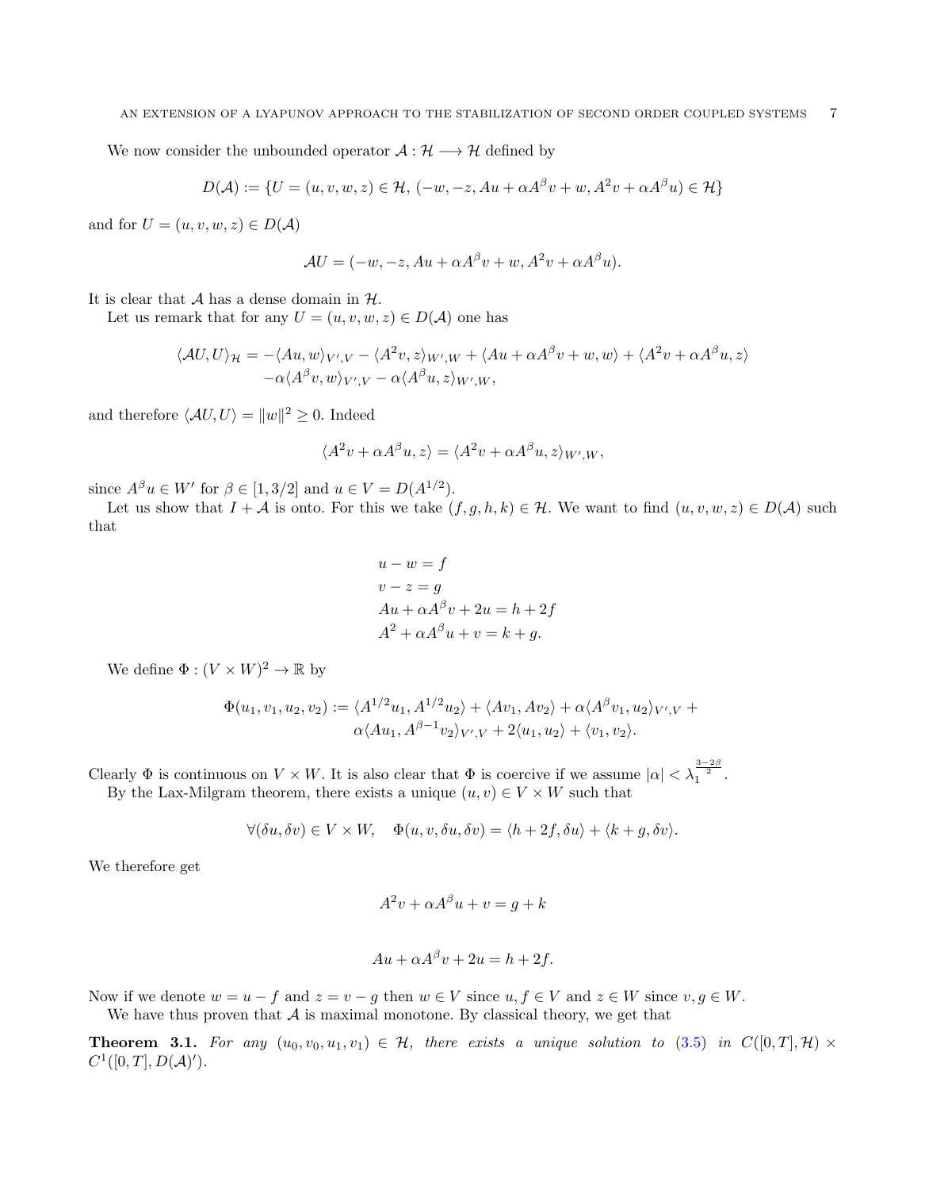We now consider the unbounded operator $\mathcal{A} : \mathcal{H} \longrightarrow \mathcal{H}$ defined by

$$D(\mathcal{A}) := \{U = (u, v, w, z) \in \mathcal{H},\ (-w, -z, Au + \alpha A^\beta v + w, A^2 v + \alpha A^\beta u) \in \mathcal{H}\}$$

and for $U = (u, v, w, z) \in D(\mathcal{A})$

$$\mathcal{A}U = (-w, -z, Au + \alpha A^\beta v + w, A^2 v + \alpha A^\beta u).$$

It is clear that $\mathcal{A}$ has a dense domain in $\mathcal{H}$.

Let us remark that for any $U = (u, v, w, z) \in D(\mathcal{A})$ one has

$$\begin{aligned}\langle \mathcal{A}U, U\rangle_{\mathcal{H}} = &-\langle Au, w\rangle_{V',V} - \langle A^2 v, z\rangle_{W',W} + \langle Au + \alpha A^\beta v + w, w\rangle + \langle A^2 v + \alpha A^\beta u, z\rangle \\ &-\alpha\langle A^\beta v, w\rangle_{V',V} - \alpha\langle A^\beta u, z\rangle_{W',W},\end{aligned}$$

and therefore $\langle \mathcal{A}U, U\rangle = \|w\|^2 \geq 0$. Indeed

$$\langle A^2 v + \alpha A^\beta u, z\rangle = \langle A^2 v + \alpha A^\beta u, z\rangle_{W',W},$$

since $A^\beta u \in W'$ for $\beta \in [1, 3/2]$ and $u \in V = D(A^{1/2})$.

Let us show that $I + \mathcal{A}$ is onto. For this we take $(f, g, h, k) \in \mathcal{H}$. We want to find $(u, v, w, z) \in D(\mathcal{A})$ such that

$$\begin{aligned}&u - w = f \\ &v - z = g \\ &Au + \alpha A^\beta v + 2u = h + 2f \\ &A^2 + \alpha A^\beta u + v = k + g.\end{aligned}$$

We define $\Phi : (V \times W)^2 \to \mathbb{R}$ by

$$\begin{aligned}\Phi(u_1, v_1, u_2, v_2) := &\langle A^{1/2} u_1, A^{1/2} u_2\rangle + \langle Av_1, Av_2\rangle + \alpha\langle A^\beta v_1, u_2\rangle_{V',V} + \\ &\alpha\langle Au_1, A^{\beta-1} v_2\rangle_{V',V} + 2\langle u_1, u_2\rangle + \langle v_1, v_2\rangle.\end{aligned}$$

Clearly $\Phi$ is continuous on $V \times W$. It is also clear that $\Phi$ is coercive if we assume $|\alpha| < \lambda_1^{\frac{3-2\beta}{2}}$.

By the Lax-Milgram theorem, there exists a unique $(u, v) \in V \times W$ such that

$$\forall (\delta u, \delta v) \in V \times W, \quad \Phi(u, v, \delta u, \delta v) = \langle h + 2f, \delta u\rangle + \langle k + g, \delta v\rangle.$$

We therefore get

$$A^2 v + \alpha A^\beta u + v = g + k$$

$$Au + \alpha A^\beta v + 2u = h + 2f.$$

Now if we denote $w = u - f$ and $z = v - g$ then $w \in V$ since $u, f \in V$ and $z \in W$ since $v, g \in W$.

We have thus proven that $\mathcal{A}$ is maximal monotone. By classical theory, we get that

**Theorem 3.1.** *For any $(u_0, v_0, u_1, v_1) \in \mathcal{H}$, there exists a unique solution to (3.5) in $C([0, T], \mathcal{H}) \times C^1([0, T], D(\mathcal{A})')$.*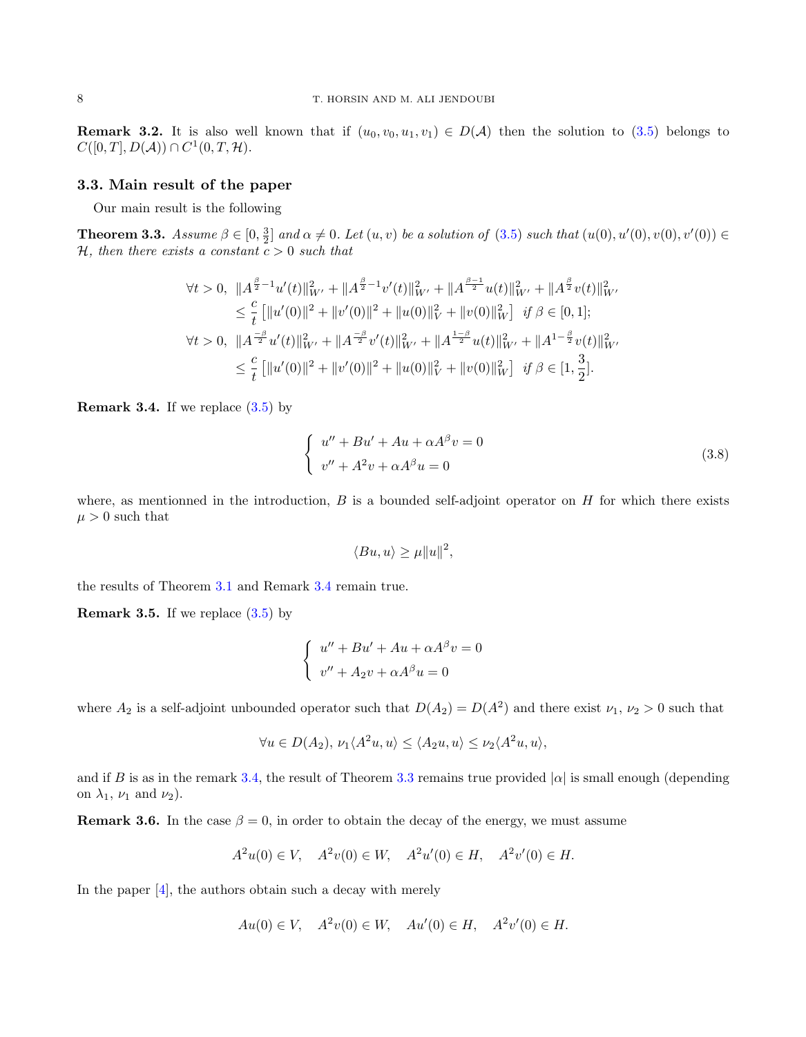**Remark 3.2.** It is also well known that if $(u_0, v_0, u_1, v_1) \in D(\mathcal{A})$ then the solution to (3.5) belongs to $C([0,T], D(\mathcal{A})) \cap C^1(0,T,\mathcal{H})$.

### 3.3. Main result of the paper

Our main result is the following

**Theorem 3.3.** *Assume $\beta \in [0, \frac{3}{2}]$ and $\alpha \neq 0$. Let $(u, v)$ be a solution of (3.5) such that $(u(0), u'(0), v(0), v'(0)) \in \mathcal{H}$, then there exists a constant $c > 0$ such that*

$$
\begin{aligned}
\forall t > 0,\ & \|A^{\frac{\beta}{2}-1}u'(t)\|_{W'}^2 + \|A^{\frac{\beta}{2}-1}v'(t)\|_{W'}^2 + \|A^{\frac{\beta-1}{2}}u(t)\|_{W'}^2 + \|A^{\frac{\beta}{2}}v(t)\|_{W'}^2 \\
& \leq \frac{c}{t}\left[\|u'(0)\|^2 + \|v'(0)\|^2 + \|u(0)\|_V^2 + \|v(0)\|_W^2\right] \quad \text{if } \beta \in [0,1]; \\
\forall t > 0,\ & \|A^{\frac{-\beta}{2}}u'(t)\|_{W'}^2 + \|A^{\frac{-\beta}{2}}v'(t)\|_{W'}^2 + \|A^{\frac{1-\beta}{2}}u(t)\|_{W'}^2 + \|A^{1-\frac{\beta}{2}}v(t)\|_{W'}^2 \\
& \leq \frac{c}{t}\left[\|u'(0)\|^2 + \|v'(0)\|^2 + \|u(0)\|_V^2 + \|v(0)\|_W^2\right] \quad \text{if } \beta \in [1, \frac{3}{2}].
\end{aligned}
$$

**Remark 3.4.** If we replace (3.5) by

$$
\left\{
\begin{array}{l}
u'' + Bu' + Au + \alpha A^{\beta} v = 0 \\
v'' + A^2 v + \alpha A^{\beta} u = 0
\end{array}
\right.
\tag{3.8}
$$

where, as mentionned in the introduction, $B$ is a bounded self-adjoint operator on $H$ for which there exists $\mu > 0$ such that

$$
\langle Bu, u\rangle \geq \mu \|u\|^2,
$$

the results of Theorem 3.1 and Remark 3.4 remain true.

**Remark 3.5.** If we replace (3.5) by

$$
\left\{
\begin{array}{l}
u'' + Bu' + Au + \alpha A^{\beta} v = 0 \\
v'' + A_2 v + \alpha A^{\beta} u = 0
\end{array}
\right.
$$

where $A_2$ is a self-adjoint unbounded operator such that $D(A_2) = D(A^2)$ and there exist $\nu_1$, $\nu_2 > 0$ such that

$$
\forall u \in D(A_2),\ \nu_1 \langle A^2 u, u\rangle \leq \langle A_2 u, u\rangle \leq \nu_2 \langle A^2 u, u\rangle,
$$

and if $B$ is as in the remark 3.4, the result of Theorem 3.3 remains true provided $|\alpha|$ is small enough (depending on $\lambda_1$, $\nu_1$ and $\nu_2$).

**Remark 3.6.** In the case $\beta = 0$, in order to obtain the decay of the energy, we must assume

$$
A^2 u(0) \in V, \quad A^2 v(0) \in W, \quad A^2 u'(0) \in H, \quad A^2 v'(0) \in H.
$$

In the paper [4], the authors obtain such a decay with merely

$$
Au(0) \in V, \quad A^2 v(0) \in W, \quad Au'(0) \in H, \quad A^2 v'(0) \in H.
$$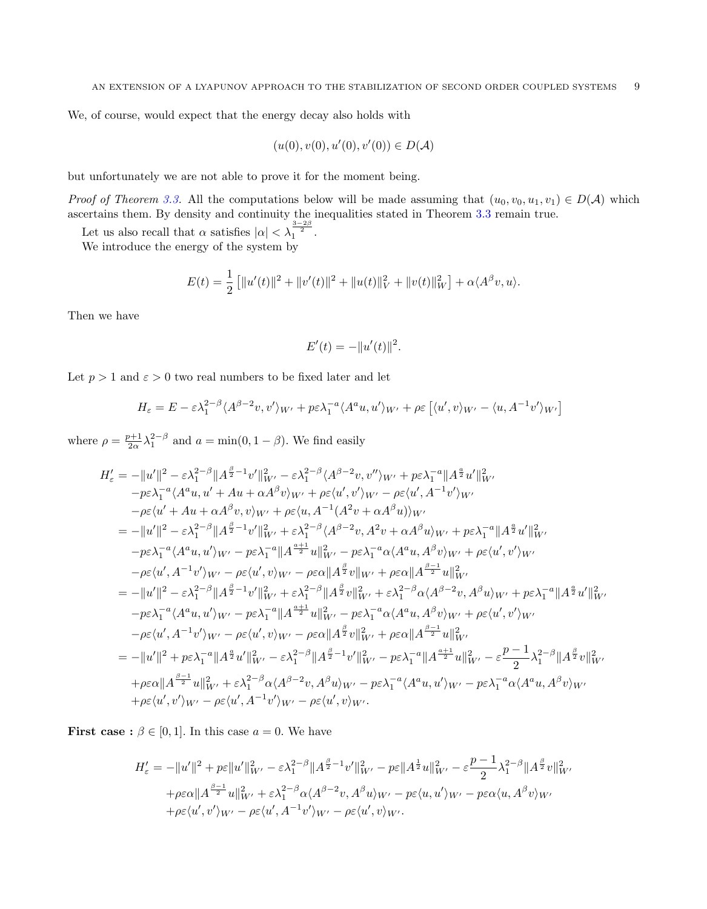We, of course, would expect that the energy decay also holds with

$$(u(0), v(0), u'(0), v'(0)) \in D(\mathcal{A})$$

but unfortunately we are not able to prove it for the moment being.

*Proof of Theorem 3.3.* All the computations below will be made assuming that $(u_0, v_0, u_1, v_1) \in D(\mathcal{A})$ which ascertains them. By density and continuity the inequalities stated in Theorem 3.3 remain true.

Let us also recall that $\alpha$ satisfies $|\alpha| < \lambda_1^{\frac{3-2\beta}{2}}$.

We introduce the energy of the system by

$$E(t) = \frac{1}{2}\left[\|u'(t)\|^2 + \|v'(t)\|^2 + \|u(t)\|_V^2 + \|v(t)\|_W^2\right] + \alpha\langle A^\beta v, u\rangle.$$

Then we have

$$E'(t) = -\|u'(t)\|^2.$$

Let $p > 1$ and $\varepsilon > 0$ two real numbers to be fixed later and let

$$H_\varepsilon = E - \varepsilon\lambda_1^{2-\beta}\langle A^{\beta-2}v, v'\rangle_{W'} + p\varepsilon\lambda_1^{-a}\langle A^a u, u'\rangle_{W'} + \rho\varepsilon\left[\langle u', v\rangle_{W'} - \langle u, A^{-1}v'\rangle_{W'}\right]$$

where $\rho = \frac{p+1}{2\alpha}\lambda_1^{2-\beta}$ and $a = \min(0, 1-\beta)$. We find easily

$$\begin{aligned}
H_\varepsilon' &= -\|u'\|^2 - \varepsilon\lambda_1^{2-\beta}\|A^{\frac{\beta}{2}-1}v'\|_{W'}^2 - \varepsilon\lambda_1^{2-\beta}\langle A^{\beta-2}v, v''\rangle_{W'} + p\varepsilon\lambda_1^{-a}\|A^{\frac{a}{2}}u'\|_{W'}^2 \\
&\quad - p\varepsilon\lambda_1^{-a}\langle A^a u, u' + Au + \alpha A^\beta v\rangle_{W'} + \rho\varepsilon\langle u', v'\rangle_{W'} - \rho\varepsilon\langle u', A^{-1}v'\rangle_{W'} \\
&\quad - \rho\varepsilon\langle u' + Au + \alpha A^\beta v, v\rangle_{W'} + \rho\varepsilon\langle u, A^{-1}(A^2 v + \alpha A^\beta u)\rangle_{W'} \\
&= -\|u'\|^2 - \varepsilon\lambda_1^{2-\beta}\|A^{\frac{\beta}{2}-1}v'\|_{W'}^2 + \varepsilon\lambda_1^{2-\beta}\langle A^{\beta-2}v, A^2 v + \alpha A^\beta u\rangle_{W'} + p\varepsilon\lambda_1^{-a}\|A^{\frac{a}{2}}u'\|_{W'}^2 \\
&\quad - p\varepsilon\lambda_1^{-a}\langle A^a u, u'\rangle_{W'} - p\varepsilon\lambda_1^{-a}\|A^{\frac{a+1}{2}}u\|_{W'}^2 - p\varepsilon\lambda_1^{-a}\alpha\langle A^a u, A^\beta v\rangle_{W'} + \rho\varepsilon\langle u', v'\rangle_{W'} \\
&\quad - \rho\varepsilon\langle u', A^{-1}v'\rangle_{W'} - \rho\varepsilon\langle u', v\rangle_{W'} - \rho\varepsilon\alpha\|A^{\frac{\beta}{2}}v\|_{W'} + \rho\varepsilon\alpha\|A^{\frac{\beta-1}{2}}u\|_{W'}^2 \\
&= -\|u'\|^2 - \varepsilon\lambda_1^{2-\beta}\|A^{\frac{\beta}{2}-1}v'\|_{W'}^2 + \varepsilon\lambda_1^{2-\beta}\|A^{\frac{\beta}{2}}v\|_{W'}^2 + \varepsilon\lambda_1^{2-\beta}\alpha\langle A^{\beta-2}v, A^\beta u\rangle_{W'} + p\varepsilon\lambda_1^{-a}\|A^{\frac{a}{2}}u'\|_{W'}^2 \\
&\quad - p\varepsilon\lambda_1^{-a}\langle A^a u, u'\rangle_{W'} - p\varepsilon\lambda_1^{-a}\|A^{\frac{a+1}{2}}u\|_{W'}^2 - p\varepsilon\lambda_1^{-a}\alpha\langle A^a u, A^\beta v\rangle_{W'} + \rho\varepsilon\langle u', v'\rangle_{W'} \\
&\quad - \rho\varepsilon\langle u', A^{-1}v'\rangle_{W'} - \rho\varepsilon\langle u', v\rangle_{W'} - \rho\varepsilon\alpha\|A^{\frac{\beta}{2}}v\|_{W'}^2 + \rho\varepsilon\alpha\|A^{\frac{\beta-1}{2}}u\|_{W'}^2 \\
&= -\|u'\|^2 + p\varepsilon\lambda_1^{-a}\|A^{\frac{a}{2}}u'\|_{W'}^2 - \varepsilon\lambda_1^{2-\beta}\|A^{\frac{\beta}{2}-1}v'\|_{W'}^2 - p\varepsilon\lambda_1^{-a}\|A^{\frac{a+1}{2}}u\|_{W'}^2 - \varepsilon\frac{p-1}{2}\lambda_1^{2-\beta}\|A^{\frac{\beta}{2}}v\|_{W'}^2 \\
&\quad + \rho\varepsilon\alpha\|A^{\frac{\beta-1}{2}}u\|_{W'}^2 + \varepsilon\lambda_1^{2-\beta}\alpha\langle A^{\beta-2}v, A^\beta u\rangle_{W'} - p\varepsilon\lambda_1^{-a}\langle A^a u, u'\rangle_{W'} - p\varepsilon\lambda_1^{-a}\alpha\langle A^a u, A^\beta v\rangle_{W'} \\
&\quad + \rho\varepsilon\langle u', v'\rangle_{W'} - \rho\varepsilon\langle u', A^{-1}v'\rangle_{W'} - \rho\varepsilon\langle u', v\rangle_{W'}.
\end{aligned}$$

**First case :** $\beta \in [0, 1]$. In this case $a = 0$. We have

$$\begin{aligned}
H_\varepsilon' &= -\|u'\|^2 + p\varepsilon\|u'\|_{W'}^2 - \varepsilon\lambda_1^{2-\beta}\|A^{\frac{\beta}{2}-1}v'\|_{W'}^2 - p\varepsilon\|A^{\frac{1}{2}}u\|_{W'}^2 - \varepsilon\frac{p-1}{2}\lambda_1^{2-\beta}\|A^{\frac{\beta}{2}}v\|_{W'}^2 \\
&\quad + \rho\varepsilon\alpha\|A^{\frac{\beta-1}{2}}u\|_{W'}^2 + \varepsilon\lambda_1^{2-\beta}\alpha\langle A^{\beta-2}v, A^\beta u\rangle_{W'} - p\varepsilon\langle u, u'\rangle_{W'} - p\varepsilon\alpha\langle u, A^\beta v\rangle_{W'} \\
&\quad + \rho\varepsilon\langle u', v'\rangle_{W'} - \rho\varepsilon\langle u', A^{-1}v'\rangle_{W'} - \rho\varepsilon\langle u', v\rangle_{W'}.
\end{aligned}$$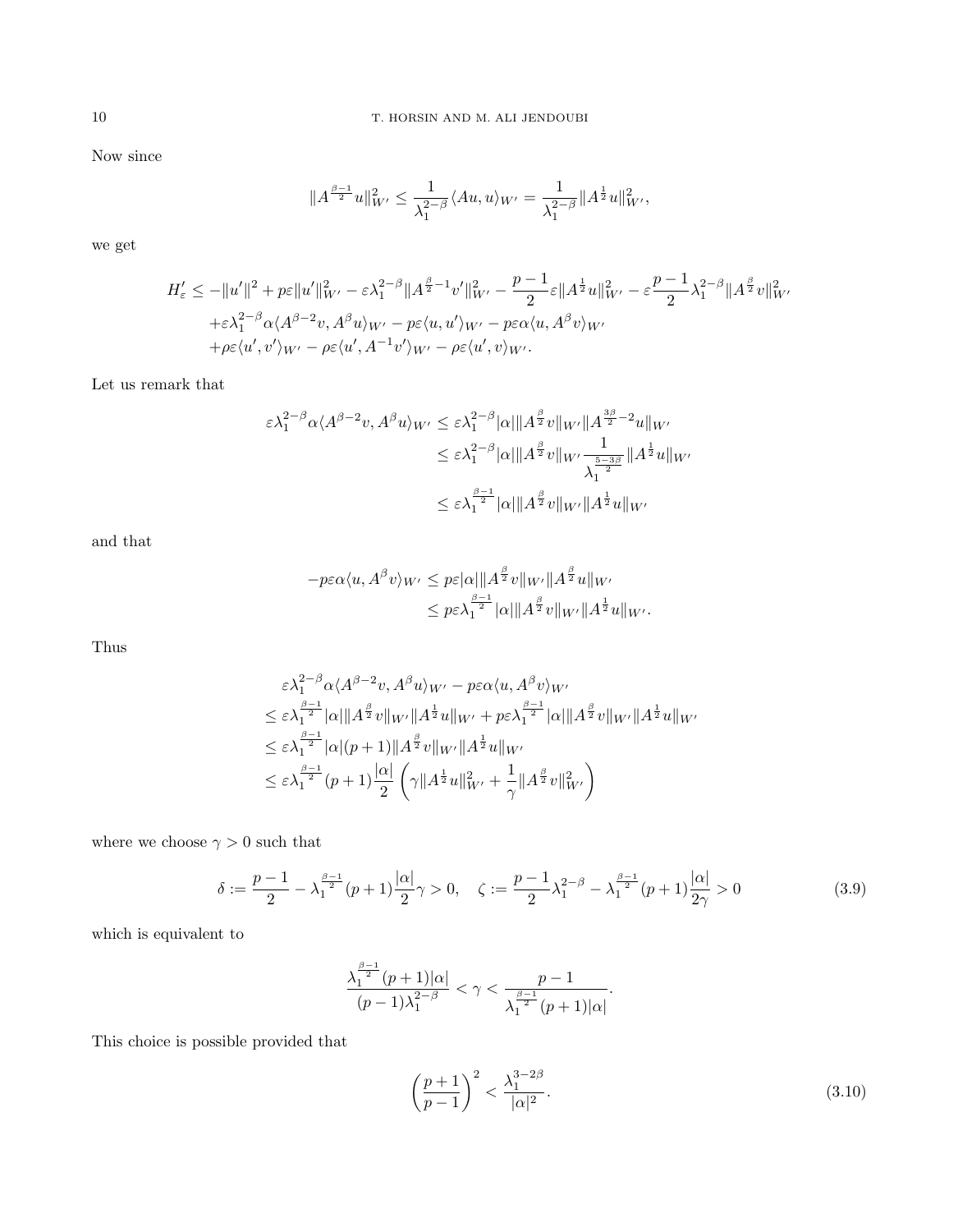Now since

$$\|A^{\frac{\beta-1}{2}}u\|_{W'}^2 \leq \frac{1}{\lambda_1^{2-\beta}}\langle Au, u\rangle_{W'} = \frac{1}{\lambda_1^{2-\beta}}\|A^{\frac{1}{2}}u\|_{W'}^2,$$

we get

$$\begin{aligned}
H_\varepsilon' \leq & -\|u'\|^2 + p\varepsilon\|u'\|_{W'}^2 - \varepsilon\lambda_1^{2-\beta}\|A^{\frac{\beta}{2}-1}v'\|_{W'}^2 - \frac{p-1}{2}\varepsilon\|A^{\frac{1}{2}}u\|_{W'}^2 - \varepsilon\frac{p-1}{2}\lambda_1^{2-\beta}\|A^{\frac{\beta}{2}}v\|_{W'}^2 \\
& + \varepsilon\lambda_1^{2-\beta}\alpha\langle A^{\beta-2}v, A^\beta u\rangle_{W'} - p\varepsilon\langle u, u'\rangle_{W'} - p\varepsilon\alpha\langle u, A^\beta v\rangle_{W'} \\
& + \rho\varepsilon\langle u', v'\rangle_{W'} - \rho\varepsilon\langle u', A^{-1}v'\rangle_{W'} - \rho\varepsilon\langle u', v\rangle_{W'}.
\end{aligned}$$

Let us remark that

$$\begin{aligned}
\varepsilon\lambda_1^{2-\beta}\alpha\langle A^{\beta-2}v, A^\beta u\rangle_{W'} & \leq \varepsilon\lambda_1^{2-\beta}|\alpha|\|A^{\frac{\beta}{2}}v\|_{W'}\|A^{\frac{3\beta}{2}-2}u\|_{W'} \\
& \leq \varepsilon\lambda_1^{2-\beta}|\alpha|\|A^{\frac{\beta}{2}}v\|_{W'}\frac{1}{\lambda_1^{\frac{5-3\beta}{2}}}\|A^{\frac{1}{2}}u\|_{W'} \\
& \leq \varepsilon\lambda_1^{\frac{\beta-1}{2}}|\alpha|\|A^{\frac{\beta}{2}}v\|_{W'}\|A^{\frac{1}{2}}u\|_{W'}
\end{aligned}$$

and that

$$\begin{aligned}
-p\varepsilon\alpha\langle u, A^\beta v\rangle_{W'} & \leq p\varepsilon|\alpha|\|A^{\frac{\beta}{2}}v\|_{W'}\|A^{\frac{\beta}{2}}u\|_{W'} \\
& \leq p\varepsilon\lambda_1^{\frac{\beta-1}{2}}|\alpha|\|A^{\frac{\beta}{2}}v\|_{W'}\|A^{\frac{1}{2}}u\|_{W'}.
\end{aligned}$$

Thus

$$\begin{aligned}
& \varepsilon\lambda_1^{2-\beta}\alpha\langle A^{\beta-2}v, A^\beta u\rangle_{W'} - p\varepsilon\alpha\langle u, A^\beta v\rangle_{W'} \\
\leq\ & \varepsilon\lambda_1^{\frac{\beta-1}{2}}|\alpha|\|A^{\frac{\beta}{2}}v\|_{W'}\|A^{\frac{1}{2}}u\|_{W'} + p\varepsilon\lambda_1^{\frac{\beta-1}{2}}|\alpha|\|A^{\frac{\beta}{2}}v\|_{W'}\|A^{\frac{1}{2}}u\|_{W'} \\
\leq\ & \varepsilon\lambda_1^{\frac{\beta-1}{2}}|\alpha|(p+1)\|A^{\frac{\beta}{2}}v\|_{W'}\|A^{\frac{1}{2}}u\|_{W'} \\
\leq\ & \varepsilon\lambda_1^{\frac{\beta-1}{2}}(p+1)\frac{|\alpha|}{2}\left(\gamma\|A^{\frac{1}{2}}u\|_{W'}^2 + \frac{1}{\gamma}\|A^{\frac{\beta}{2}}v\|_{W'}^2\right)
\end{aligned}$$

where we choose $\gamma > 0$ such that

$$\delta := \frac{p-1}{2} - \lambda_1^{\frac{\beta-1}{2}}(p+1)\frac{|\alpha|}{2}\gamma > 0, \quad \zeta := \frac{p-1}{2}\lambda_1^{2-\beta} - \lambda_1^{\frac{\beta-1}{2}}(p+1)\frac{|\alpha|}{2\gamma} > 0 \tag{3.9}$$

which is equivalent to

$$\frac{\lambda_1^{\frac{\beta-1}{2}}(p+1)|\alpha|}{(p-1)\lambda_1^{2-\beta}} < \gamma < \frac{p-1}{\lambda_1^{\frac{\beta-1}{2}}(p+1)|\alpha|}.$$

This choice is possible provided that

$$\left(\frac{p+1}{p-1}\right)^2 < \frac{\lambda_1^{3-2\beta}}{|\alpha|^2}. \tag{3.10}$$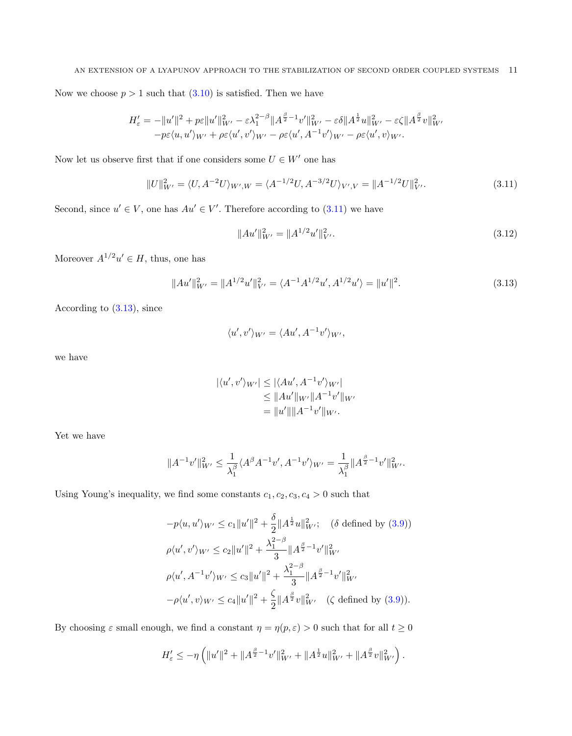Now we choose $p > 1$ such that (3.10) is satisfied. Then we have

$$
\begin{aligned}
H_\varepsilon' = & -\|u'\|^2 + p\varepsilon\|u'\|_{W'}^2 - \varepsilon\lambda_1^{2-\beta}\|A^{\frac{\beta}{2}-1}v'\|_{W'}^2 - \varepsilon\delta\|A^{\frac{1}{2}}u\|_{W'}^2 - \varepsilon\zeta\|A^{\frac{\beta}{2}}v\|_{W'}^2 \\
& -p\varepsilon\langle u, u'\rangle_{W'} + \rho\varepsilon\langle u', v'\rangle_{W'} - \rho\varepsilon\langle u', A^{-1}v'\rangle_{W'} - \rho\varepsilon\langle u', v\rangle_{W'}.
\end{aligned}
$$

Now let us observe first that if one considers some $U \in W'$ one has

$$
\|U\|_{W'}^2 = \langle U, A^{-2}U\rangle_{W',W} = \langle A^{-1/2}U, A^{-3/2}U\rangle_{V',V} = \|A^{-1/2}U\|_{V'}^2. \tag{3.11}
$$

Second, since $u' \in V$, one has $Au' \in V'$. Therefore according to (3.11) we have

$$
\|Au'\|_{W'}^2 = \|A^{1/2}u'\|_{V'}^2. \tag{3.12}
$$

Moreover $A^{1/2}u' \in H$, thus, one has

$$
\|Au'\|_{W'}^2 = \|A^{1/2}u'\|_{V'}^2 = \langle A^{-1}A^{1/2}u', A^{1/2}u'\rangle = \|u'\|^2. \tag{3.13}
$$

According to (3.13), since

$$
\langle u', v'\rangle_{W'} = \langle Au', A^{-1}v'\rangle_{W'},
$$

we have

$$
\begin{aligned}
|\langle u', v'\rangle_{W'}| &\leq |\langle Au', A^{-1}v'\rangle_{W'}| \\
&\leq \|Au'\|_{W'}\|A^{-1}v'\|_{W'} \\
&= \|u'\|\|A^{-1}v'\|_{W'}.
\end{aligned}
$$

Yet we have

$$
\|A^{-1}v'\|_{W'}^2 \leq \frac{1}{\lambda_1^\beta}\langle A^\beta A^{-1}v', A^{-1}v'\rangle_{W'} = \frac{1}{\lambda_1^\beta}\|A^{\frac{\beta}{2}-1}v'\|_{W'}^2.
$$

Using Young's inequality, we find some constants $c_1, c_2, c_3, c_4 > 0$ such that

$$
\begin{aligned}
&-p\langle u, u'\rangle_{W'} \leq c_1\|u'\|^2 + \frac{\delta}{2}\|A^{\frac{1}{2}}u\|_{W'}^2; \quad (\delta \text{ defined by (3.9)}) \\
&\rho\langle u', v'\rangle_{W'} \leq c_2\|u'\|^2 + \frac{\lambda_1^{2-\beta}}{3}\|A^{\frac{\beta}{2}-1}v'\|_{W'}^2 \\
&\rho\langle u', A^{-1}v'\rangle_{W'} \leq c_3\|u'\|^2 + \frac{\lambda_1^{2-\beta}}{3}\|A^{\frac{\beta}{2}-1}v'\|_{W'}^2 \\
&-\rho\langle u', v\rangle_{W'} \leq c_4\|u'\|^2 + \frac{\zeta}{2}\|A^{\frac{\beta}{2}}v\|_{W'}^2 \quad (\zeta \text{ defined by (3.9)}).
\end{aligned}
$$

By choosing $\varepsilon$ small enough, we find a constant $\eta = \eta(p, \varepsilon) > 0$ such that for all $t \geq 0$

$$
H_\varepsilon' \leq -\eta\left(\|u'\|^2 + \|A^{\frac{\beta}{2}-1}v'\|_{W'}^2 + \|A^{\frac{1}{2}}u\|_{W'}^2 + \|A^{\frac{\beta}{2}}v\|_{W'}^2\right).
$$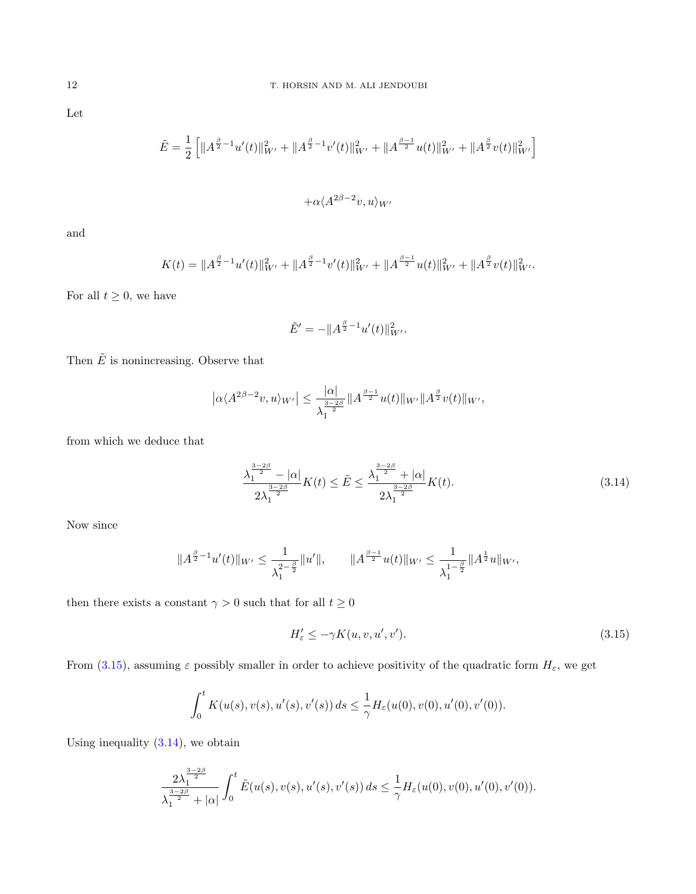Let

$$\tilde{E} = \frac{1}{2}\left[\|A^{\frac{\beta}{2}-1}u'(t)\|_{W'}^2 + \|A^{\frac{\beta}{2}-1}v'(t)\|_{W'}^2 + \|A^{\frac{\beta-1}{2}}u(t)\|_{W'}^2 + \|A^{\frac{\beta}{2}}v(t)\|_{W'}^2\right]$$

$$+\alpha\langle A^{2\beta-2}v, u\rangle_{W'}$$

and

$$K(t) = \|A^{\frac{\beta}{2}-1}u'(t)\|_{W'}^2 + \|A^{\frac{\beta}{2}-1}v'(t)\|_{W'}^2 + \|A^{\frac{\beta-1}{2}}u(t)\|_{W'}^2 + \|A^{\frac{\beta}{2}}v(t)\|_{W'}^2.$$

For all $t \geq 0$, we have

$$\tilde{E}' = -\|A^{\frac{\beta}{2}-1}u'(t)\|_{W'}^2.$$

Then $\tilde{E}$ is nonincreasing. Observe that

$$\left|\alpha\langle A^{2\beta-2}v, u\rangle_{W'}\right| \leq \frac{|\alpha|}{\lambda_1^{\frac{3-2\beta}{2}}}\|A^{\frac{\beta-1}{2}}u(t)\|_{W'}\|A^{\frac{\beta}{2}}v(t)\|_{W'},$$

from which we deduce that

$$\frac{\lambda_1^{\frac{3-2\beta}{2}} - |\alpha|}{2\lambda_1^{\frac{3-2\beta}{2}}}K(t) \leq \tilde{E} \leq \frac{\lambda_1^{\frac{3-2\beta}{2}} + |\alpha|}{2\lambda_1^{\frac{3-2\beta}{2}}}K(t). \tag{3.14}$$

Now since

$$\|A^{\frac{\beta}{2}-1}u'(t)\|_{W'} \leq \frac{1}{\lambda_1^{2-\frac{\beta}{2}}}\|u'\|, \qquad \|A^{\frac{\beta-1}{2}}u(t)\|_{W'} \leq \frac{1}{\lambda_1^{1-\frac{\beta}{2}}}\|A^{\frac{1}{2}}u\|_{W'},$$

then there exists a constant $\gamma > 0$ such that for all $t \geq 0$

$$H_\varepsilon' \leq -\gamma K(u, v, u', v'). \tag{3.15}$$

From (3.15), assuming $\varepsilon$ possibly smaller in order to achieve positivity of the quadratic form $H_\varepsilon$, we get

$$\int_0^t K(u(s), v(s), u'(s), v'(s))\,ds \leq \frac{1}{\gamma}H_\varepsilon(u(0), v(0), u'(0), v'(0)).$$

Using inequality (3.14), we obtain

$$\frac{2\lambda_1^{\frac{3-2\beta}{2}}}{\lambda_1^{\frac{3-2\beta}{2}} + |\alpha|}\int_0^t \tilde{E}(u(s), v(s), u'(s), v'(s))\,ds \leq \frac{1}{\gamma}H_\varepsilon(u(0), v(0), u'(0), v'(0)).$$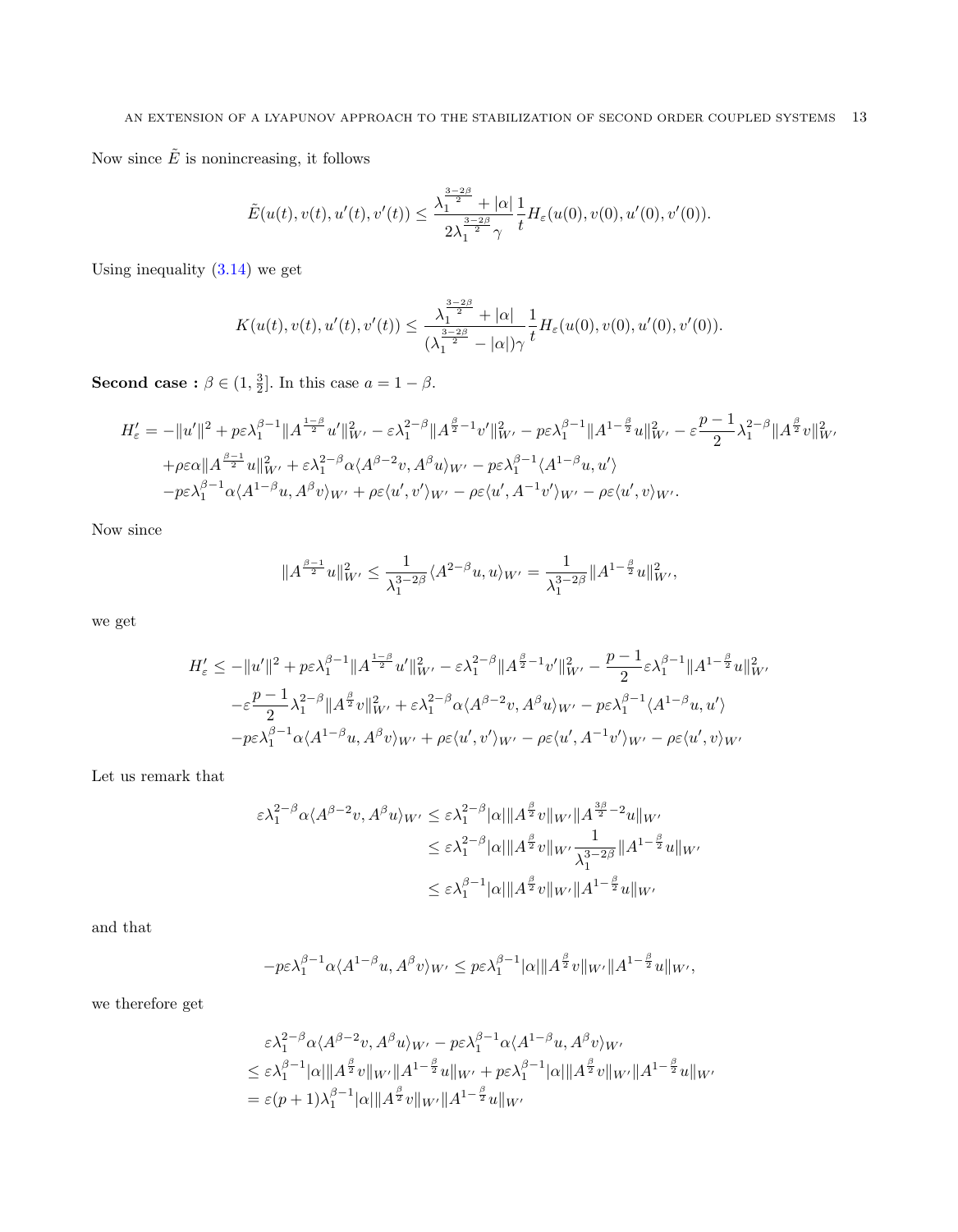Now since $\tilde{E}$ is nonincreasing, it follows

$$\tilde{E}(u(t), v(t), u'(t), v'(t)) \leq \frac{\lambda_1^{\frac{3-2\beta}{2}} + |\alpha|}{2\lambda_1^{\frac{3-2\beta}{2}}\gamma} \frac{1}{t} H_\varepsilon(u(0), v(0), u'(0), v'(0)).$$

Using inequality (3.14) we get

$$K(u(t), v(t), u'(t), v'(t)) \leq \frac{\lambda_1^{\frac{3-2\beta}{2}} + |\alpha|}{(\lambda_1^{\frac{3-2\beta}{2}} - |\alpha|)\gamma} \frac{1}{t} H_\varepsilon(u(0), v(0), u'(0), v'(0)).$$

**Second case :** $\beta \in (1, \frac{3}{2}]$. In this case $a = 1 - \beta$.

$$\begin{aligned}
H_\varepsilon' = & -\|u'\|^2 + p\varepsilon\lambda_1^{\beta-1}\|A^{\frac{1-\beta}{2}}u'\|_{W'}^2 - \varepsilon\lambda_1^{2-\beta}\|A^{\frac{\beta}{2}-1}v'\|_{W'}^2 - p\varepsilon\lambda_1^{\beta-1}\|A^{1-\frac{\beta}{2}}u\|_{W'}^2 - \varepsilon\frac{p-1}{2}\lambda_1^{2-\beta}\|A^{\frac{\beta}{2}}v\|_{W'}^2 \\
& + \rho\varepsilon\alpha\|A^{\frac{\beta-1}{2}}u\|_{W'}^2 + \varepsilon\lambda_1^{2-\beta}\alpha\langle A^{\beta-2}v, A^\beta u\rangle_{W'} - p\varepsilon\lambda_1^{\beta-1}\langle A^{1-\beta}u, u'\rangle \\
& - p\varepsilon\lambda_1^{\beta-1}\alpha\langle A^{1-\beta}u, A^\beta v\rangle_{W'} + \rho\varepsilon\langle u', v'\rangle_{W'} - \rho\varepsilon\langle u', A^{-1}v'\rangle_{W'} - \rho\varepsilon\langle u', v\rangle_{W'}.
\end{aligned}$$

Now since

$$\|A^{\frac{\beta-1}{2}}u\|_{W'}^2 \leq \frac{1}{\lambda_1^{3-2\beta}}\langle A^{2-\beta}u, u\rangle_{W'} = \frac{1}{\lambda_1^{3-2\beta}}\|A^{1-\frac{\beta}{2}}u\|_{W'}^2,$$

we get

$$\begin{aligned}
H_\varepsilon' \leq & -\|u'\|^2 + p\varepsilon\lambda_1^{\beta-1}\|A^{\frac{1-\beta}{2}}u'\|_{W'}^2 - \varepsilon\lambda_1^{2-\beta}\|A^{\frac{\beta}{2}-1}v'\|_{W'}^2 - \frac{p-1}{2}\varepsilon\lambda_1^{\beta-1}\|A^{1-\frac{\beta}{2}}u\|_{W'}^2 \\
& - \varepsilon\frac{p-1}{2}\lambda_1^{2-\beta}\|A^{\frac{\beta}{2}}v\|_{W'}^2 + \varepsilon\lambda_1^{2-\beta}\alpha\langle A^{\beta-2}v, A^\beta u\rangle_{W'} - p\varepsilon\lambda_1^{\beta-1}\langle A^{1-\beta}u, u'\rangle \\
& - p\varepsilon\lambda_1^{\beta-1}\alpha\langle A^{1-\beta}u, A^\beta v\rangle_{W'} + \rho\varepsilon\langle u', v'\rangle_{W'} - \rho\varepsilon\langle u', A^{-1}v'\rangle_{W'} - \rho\varepsilon\langle u', v\rangle_{W'}
\end{aligned}$$

Let us remark that

$$\begin{aligned}
\varepsilon\lambda_1^{2-\beta}\alpha\langle A^{\beta-2}v, A^\beta u\rangle_{W'} & \leq \varepsilon\lambda_1^{2-\beta}|\alpha|\|A^{\frac{\beta}{2}}v\|_{W'}\|A^{\frac{3\beta}{2}-2}u\|_{W'} \\
& \leq \varepsilon\lambda_1^{2-\beta}|\alpha|\|A^{\frac{\beta}{2}}v\|_{W'}\frac{1}{\lambda_1^{3-2\beta}}\|A^{1-\frac{\beta}{2}}u\|_{W'} \\
& \leq \varepsilon\lambda_1^{\beta-1}|\alpha|\|A^{\frac{\beta}{2}}v\|_{W'}\|A^{1-\frac{\beta}{2}}u\|_{W'}
\end{aligned}$$

and that

$$-p\varepsilon\lambda_1^{\beta-1}\alpha\langle A^{1-\beta}u, A^\beta v\rangle_{W'} \leq p\varepsilon\lambda_1^{\beta-1}|\alpha|\|A^{\frac{\beta}{2}}v\|_{W'}\|A^{1-\frac{\beta}{2}}u\|_{W'},$$

we therefore get

$$\begin{aligned}
& \varepsilon\lambda_1^{2-\beta}\alpha\langle A^{\beta-2}v, A^\beta u\rangle_{W'} - p\varepsilon\lambda_1^{\beta-1}\alpha\langle A^{1-\beta}u, A^\beta v\rangle_{W'} \\
& \leq \varepsilon\lambda_1^{\beta-1}|\alpha|\|A^{\frac{\beta}{2}}v\|_{W'}\|A^{1-\frac{\beta}{2}}u\|_{W'} + p\varepsilon\lambda_1^{\beta-1}|\alpha|\|A^{\frac{\beta}{2}}v\|_{W'}\|A^{1-\frac{\beta}{2}}u\|_{W'} \\
& = \varepsilon(p+1)\lambda_1^{\beta-1}|\alpha|\|A^{\frac{\beta}{2}}v\|_{W'}\|A^{1-\frac{\beta}{2}}u\|_{W'}
\end{aligned}$$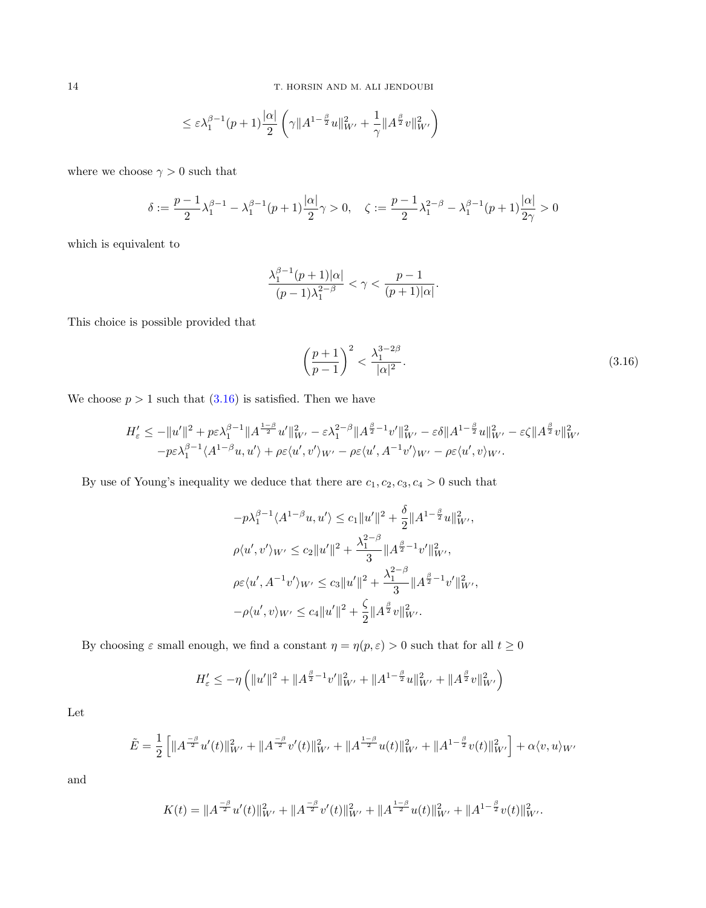$$\leq \varepsilon \lambda_1^{\beta-1}(p+1)\frac{|\alpha|}{2}\left(\gamma \|A^{1-\frac{\beta}{2}}u\|_{W'}^2 + \frac{1}{\gamma}\|A^{\frac{\beta}{2}}v\|_{W'}^2\right)$$

where we choose $\gamma > 0$ such that

$$\delta := \frac{p-1}{2}\lambda_1^{\beta-1} - \lambda_1^{\beta-1}(p+1)\frac{|\alpha|}{2}\gamma > 0, \quad \zeta := \frac{p-1}{2}\lambda_1^{2-\beta} - \lambda_1^{\beta-1}(p+1)\frac{|\alpha|}{2\gamma} > 0$$

which is equivalent to

$$\frac{\lambda_1^{\beta-1}(p+1)|\alpha|}{(p-1)\lambda_1^{2-\beta}} < \gamma < \frac{p-1}{(p+1)|\alpha|}.$$

This choice is possible provided that

$$\left(\frac{p+1}{p-1}\right)^2 < \frac{\lambda_1^{3-2\beta}}{|\alpha|^2}. \tag{3.16}$$

We choose $p > 1$ such that (3.16) is satisfied. Then we have

$$\begin{aligned} H_\varepsilon' \leq & -\|u'\|^2 + p\varepsilon\lambda_1^{\beta-1}\|A^{\frac{1-\beta}{2}}u'\|_{W'}^2 - \varepsilon\lambda_1^{2-\beta}\|A^{\frac{\beta}{2}-1}v'\|_{W'}^2 - \varepsilon\delta\|A^{1-\frac{\beta}{2}}u\|_{W'}^2 - \varepsilon\zeta\|A^{\frac{\beta}{2}}v\|_{W'}^2 \\ & - p\varepsilon\lambda_1^{\beta-1}\langle A^{1-\beta}u, u'\rangle + \rho\varepsilon\langle u', v'\rangle_{W'} - \rho\varepsilon\langle u', A^{-1}v'\rangle_{W'} - \rho\varepsilon\langle u', v\rangle_{W'}. \end{aligned}$$

By use of Young's inequality we deduce that there are $c_1, c_2, c_3, c_4 > 0$ such that

$$\begin{aligned} -p\lambda_1^{\beta-1}\langle A^{1-\beta}u, u'\rangle &\leq c_1\|u'\|^2 + \frac{\delta}{2}\|A^{1-\frac{\beta}{2}}u\|_{W'}^2, \\ \rho\langle u', v'\rangle_{W'} &\leq c_2\|u'\|^2 + \frac{\lambda_1^{2-\beta}}{3}\|A^{\frac{\beta}{2}-1}v'\|_{W'}^2, \\ \rho\varepsilon\langle u', A^{-1}v'\rangle_{W'} &\leq c_3\|u'\|^2 + \frac{\lambda_1^{2-\beta}}{3}\|A^{\frac{\beta}{2}-1}v'\|_{W'}^2, \\ -\rho\langle u', v\rangle_{W'} &\leq c_4\|u'\|^2 + \frac{\zeta}{2}\|A^{\frac{\beta}{2}}v\|_{W'}^2. \end{aligned}$$

By choosing $\varepsilon$ small enough, we find a constant $\eta = \eta(p, \varepsilon) > 0$ such that for all $t \geq 0$

$$H_\varepsilon' \leq -\eta\left(\|u'\|^2 + \|A^{\frac{\beta}{2}-1}v'\|_{W'}^2 + \|A^{1-\frac{\beta}{2}}u\|_{W'}^2 + \|A^{\frac{\beta}{2}}v\|_{W'}^2\right)$$

Let

$$\tilde{E} = \frac{1}{2}\left[\|A^{\frac{-\beta}{2}}u'(t)\|_{W'}^2 + \|A^{\frac{-\beta}{2}}v'(t)\|_{W'}^2 + \|A^{\frac{1-\beta}{2}}u(t)\|_{W'}^2 + \|A^{1-\frac{\beta}{2}}v(t)\|_{W'}^2\right] + \alpha\langle v, u\rangle_{W'}$$

and

$$K(t) = \|A^{\frac{-\beta}{2}}u'(t)\|_{W'}^2 + \|A^{\frac{-\beta}{2}}v'(t)\|_{W'}^2 + \|A^{\frac{1-\beta}{2}}u(t)\|_{W'}^2 + \|A^{1-\frac{\beta}{2}}v(t)\|_{W'}^2.$$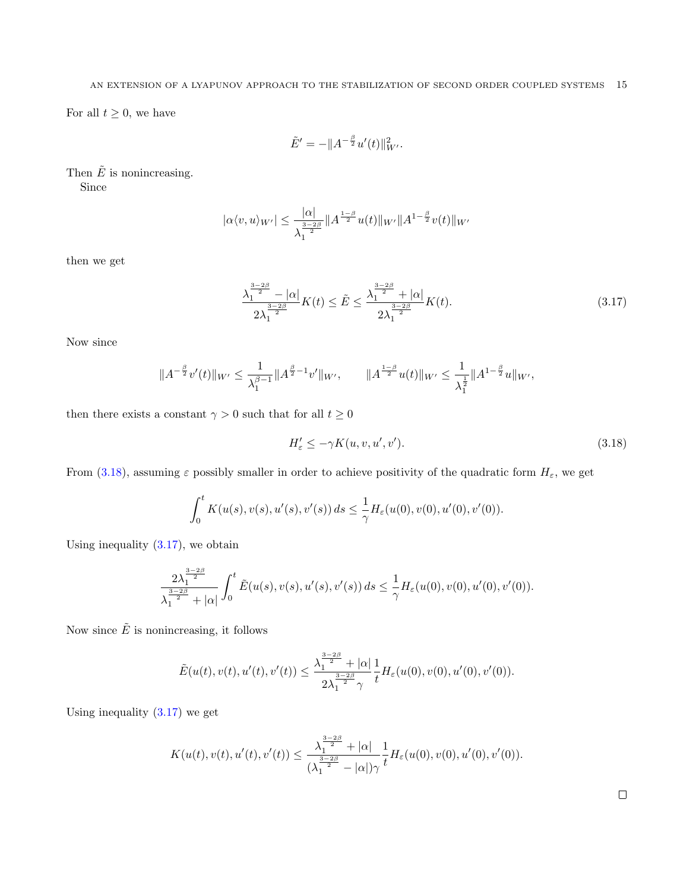For all $t \geq 0$, we have

$$\tilde{E}' = -\|A^{-\frac{\beta}{2}} u'(t)\|_{W'}^2.$$

Then $\tilde{E}$ is nonincreasing.

Since

$$|\alpha \langle v, u \rangle_{W'}| \leq \frac{|\alpha|}{\lambda_1^{\frac{3-2\beta}{2}}} \|A^{\frac{1-\beta}{2}} u(t)\|_{W'} \|A^{1-\frac{\beta}{2}} v(t)\|_{W'}$$

then we get

$$\frac{\lambda_1^{\frac{3-2\beta}{2}} - |\alpha|}{2\lambda_1^{\frac{3-2\beta}{2}}} K(t) \leq \tilde{E} \leq \frac{\lambda_1^{\frac{3-2\beta}{2}} + |\alpha|}{2\lambda_1^{\frac{3-2\beta}{2}}} K(t). \tag{3.17}$$

Now since

$$\|A^{-\frac{\beta}{2}} v'(t)\|_{W'} \leq \frac{1}{\lambda_1^{\beta-1}} \|A^{\frac{\beta}{2}-1} v'\|_{W'}, \qquad \|A^{\frac{1-\beta}{2}} u(t)\|_{W'} \leq \frac{1}{\lambda_1^{\frac{1}{2}}} \|A^{1-\frac{\beta}{2}} u\|_{W'},$$

then there exists a constant $\gamma > 0$ such that for all $t \geq 0$

$$H_\varepsilon' \leq -\gamma K(u, v, u', v'). \tag{3.18}$$

From (3.18), assuming $\varepsilon$ possibly smaller in order to achieve positivity of the quadratic form $H_\varepsilon$, we get

$$\int_0^t K(u(s), v(s), u'(s), v'(s))\, ds \leq \frac{1}{\gamma} H_\varepsilon(u(0), v(0), u'(0), v'(0)).$$

Using inequality (3.17), we obtain

$$\frac{2\lambda_1^{\frac{3-2\beta}{2}}}{\lambda_1^{\frac{3-2\beta}{2}} + |\alpha|} \int_0^t \tilde{E}(u(s), v(s), u'(s), v'(s))\, ds \leq \frac{1}{\gamma} H_\varepsilon(u(0), v(0), u'(0), v'(0)).$$

Now since $\tilde{E}$ is nonincreasing, it follows

$$\tilde{E}(u(t), v(t), u'(t), v'(t)) \leq \frac{\lambda_1^{\frac{3-2\beta}{2}} + |\alpha|}{2\lambda_1^{\frac{3-2\beta}{2}} \gamma} \frac{1}{t} H_\varepsilon(u(0), v(0), u'(0), v'(0)).$$

Using inequality (3.17) we get

$$K(u(t), v(t), u'(t), v'(t)) \leq \frac{\lambda_1^{\frac{3-2\beta}{2}} + |\alpha|}{(\lambda_1^{\frac{3-2\beta}{2}} - |\alpha|)\gamma} \frac{1}{t} H_\varepsilon(u(0), v(0), u'(0), v'(0)).$$

□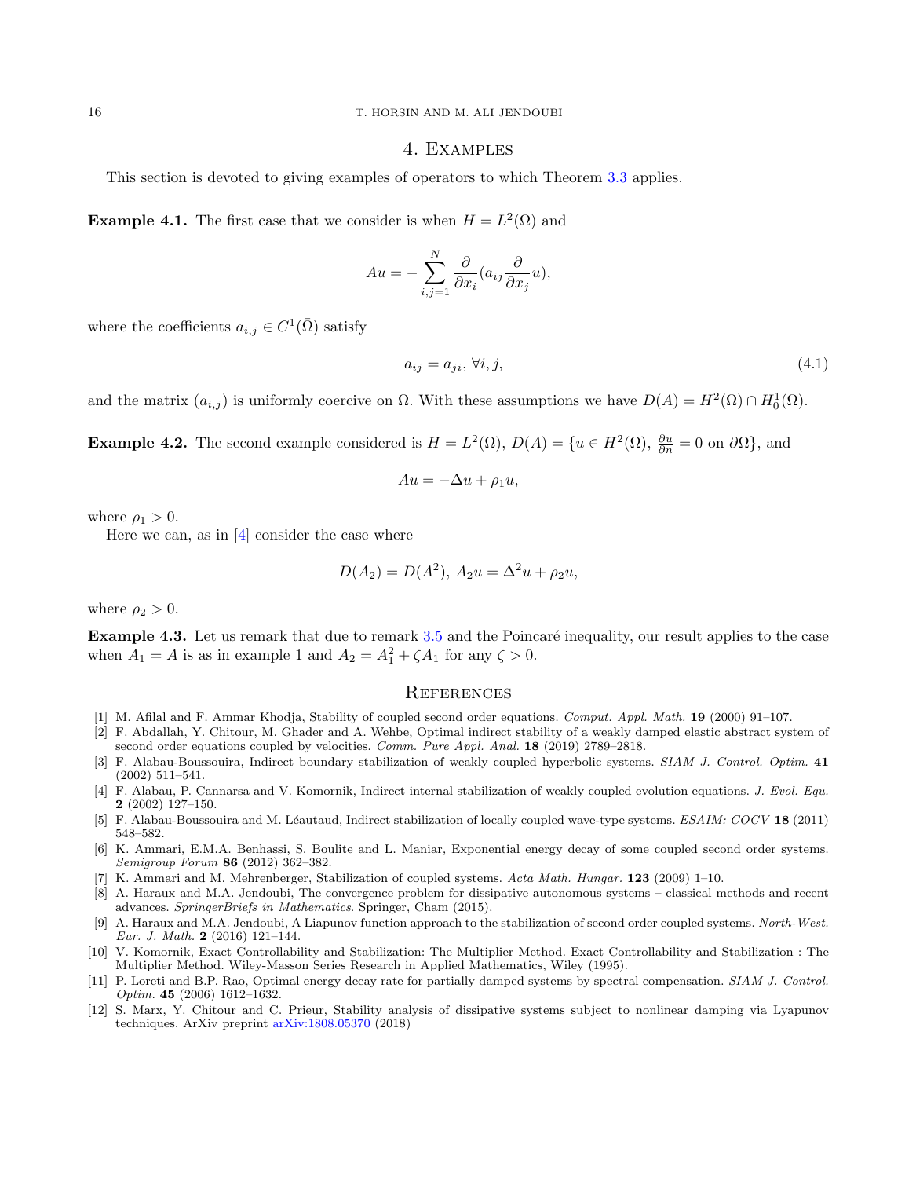## 4. Examples

This section is devoted to giving examples of operators to which Theorem 3.3 applies.

**Example 4.1.** The first case that we consider is when $H = L^2(\Omega)$ and

$$Au = -\sum_{i,j=1}^{N} \frac{\partial}{\partial x_i}(a_{ij}\frac{\partial}{\partial x_j}u),$$

where the coefficients $a_{i,j} \in C^1(\bar{\Omega})$ satisfy

$$a_{ij} = a_{ji},\ \forall i,j, \tag{4.1}$$

and the matrix $(a_{i,j})$ is uniformly coercive on $\overline{\Omega}$. With these assumptions we have $D(A) = H^2(\Omega) \cap H_0^1(\Omega)$.

**Example 4.2.** The second example considered is $H = L^2(\Omega)$, $D(A) = \{u \in H^2(\Omega),\ \frac{\partial u}{\partial n} = 0 \text{ on } \partial\Omega\}$, and

$$Au = -\Delta u + \rho_1 u,$$

where $\rho_1 > 0$.

Here we can, as in [4] consider the case where

$$D(A_2) = D(A^2),\ A_2 u = \Delta^2 u + \rho_2 u,$$

where $\rho_2 > 0$.

**Example 4.3.** Let us remark that due to remark 3.5 and the Poincaré inequality, our result applies to the case when $A_1 = A$ is as in example 1 and $A_2 = A_1^2 + \zeta A_1$ for any $\zeta > 0$.

## References

[1] M. Afilal and F. Ammar Khodja, Stability of coupled second order equations. *Comput. Appl. Math.* **19** (2000) 91–107.

[2] F. Abdallah, Y. Chitour, M. Ghader and A. Wehbe, Optimal indirect stability of a weakly damped elastic abstract system of second order equations coupled by velocities. *Comm. Pure Appl. Anal.* **18** (2019) 2789–2818.

[3] F. Alabau-Boussouira, Indirect boundary stabilization of weakly coupled hyperbolic systems. *SIAM J. Control. Optim.* **41** (2002) 511–541.

[4] F. Alabau, P. Cannarsa and V. Komornik, Indirect internal stabilization of weakly coupled evolution equations. *J. Evol. Equ.* **2** (2002) 127–150.

[5] F. Alabau-Boussouira and M. Léautaud, Indirect stabilization of locally coupled wave-type systems. *ESAIM: COCV* **18** (2011) 548–582.

[6] K. Ammari, E.M.A. Benhassi, S. Boulite and L. Maniar, Exponential energy decay of some coupled second order systems. *Semigroup Forum* **86** (2012) 362–382.

[7] K. Ammari and M. Mehrenberger, Stabilization of coupled systems. *Acta Math. Hungar.* **123** (2009) 1–10.

[8] A. Haraux and M.A. Jendoubi, The convergence problem for dissipative autonomous systems – classical methods and recent advances. *SpringerBriefs in Mathematics*. Springer, Cham (2015).

[9] A. Haraux and M.A. Jendoubi, A Liapunov function approach to the stabilization of second order coupled systems. *North-West. Eur. J. Math.* **2** (2016) 121–144.

[10] V. Komornik, Exact Controllability and Stabilization: The Multiplier Method. Exact Controllability and Stabilization : The Multiplier Method. Wiley-Masson Series Research in Applied Mathematics, Wiley (1995).

[11] P. Loreti and B.P. Rao, Optimal energy decay rate for partially damped systems by spectral compensation. *SIAM J. Control. Optim.* **45** (2006) 1612–1632.

[12] S. Marx, Y. Chitour and C. Prieur, Stability analysis of dissipative systems subject to nonlinear damping via Lyapunov techniques. ArXiv preprint arXiv:1808.05370 (2018)